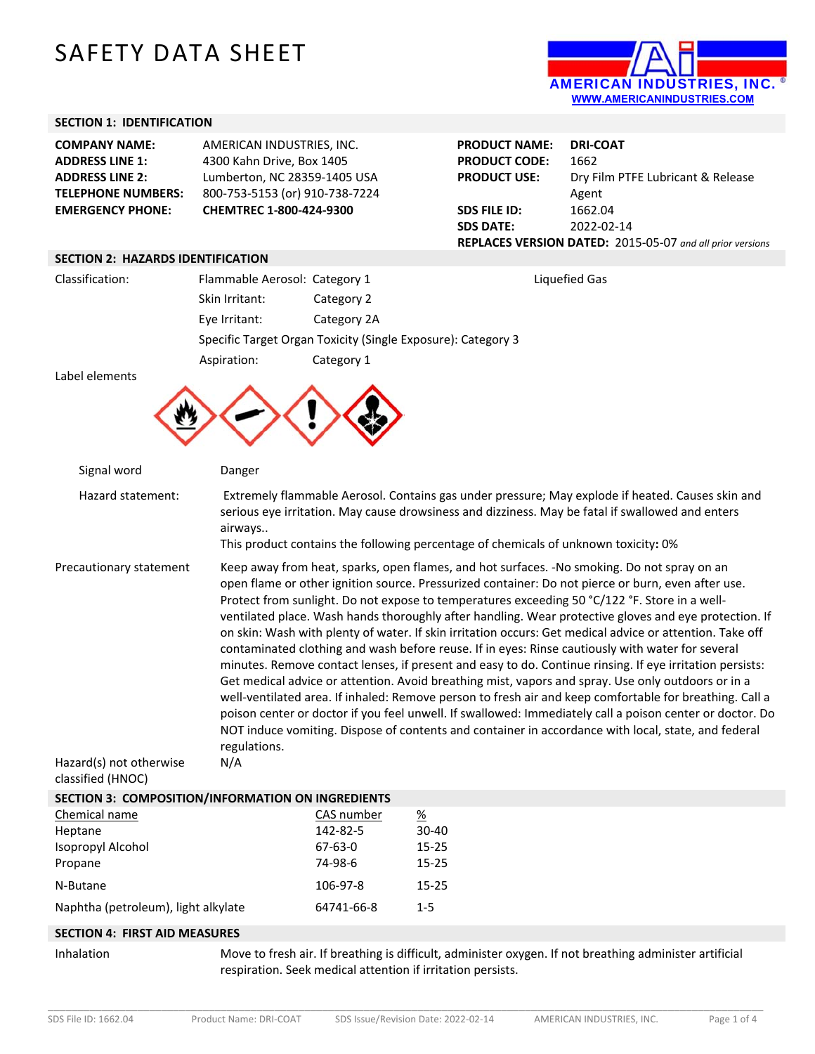# SAFETY DATA SHEET

AMERICAN INDUSTRIES, INC.
WWW.AMERICANINDUSTRIES.COM

## SECTION 1: IDENTIFICATION

| | |
|---|---|
| **COMPANY NAME:** | AMERICAN INDUSTRIES, INC. |
| **ADDRESS LINE 1:** | 4300 Kahn Drive, Box 1405 |
| **ADDRESS LINE 2:** | Lumberton, NC 28359-1405 USA |
| **TELEPHONE NUMBERS:** | 800-753-5153 (or) 910-738-7224 |
| **EMERGENCY PHONE:** | **CHEMTREC 1-800-424-9300** |

| | |
|---|---|
| **PRODUCT NAME:** | **DRI-COAT** |
| **PRODUCT CODE:** | 1662 |
| **PRODUCT USE:** | Dry Film PTFE Lubricant & Release Agent |
| **SDS FILE ID:** | 1662.04 |
| **SDS DATE:** | 2022-02-14 |

**REPLACES VERSION DATED:** 2015-05-07 *and all prior versions*

## SECTION 2: HAZARDS IDENTIFICATION

Classification:

- Flammable Aerosol: Category 1 — Liquefied Gas
- Skin Irritant: Category 2
- Eye Irritant: Category 2A
- Specific Target Organ Toxicity (Single Exposure): Category 3
- Aspiration: Category 1

Label elements

Signal word: Danger

Hazard statement: Extremely flammable Aerosol. Contains gas under pressure; May explode if heated. Causes skin and serious eye irritation. May cause drowsiness and dizziness. May be fatal if swallowed and enters airways..
This product contains the following percentage of chemicals of unknown toxicity**:** 0%

Precautionary statement: Keep away from heat, sparks, open flames, and hot surfaces. -No smoking. Do not spray on an open flame or other ignition source. Pressurized container: Do not pierce or burn, even after use. Protect from sunlight. Do not expose to temperatures exceeding 50 °C/122 °F. Store in a well-ventilated place. Wash hands thoroughly after handling. Wear protective gloves and eye protection. If on skin: Wash with plenty of water. If skin irritation occurs: Get medical advice or attention. Take off contaminated clothing and wash before reuse. If in eyes: Rinse cautiously with water for several minutes. Remove contact lenses, if present and easy to do. Continue rinsing. If eye irritation persists: Get medical advice or attention. Avoid breathing mist, vapors and spray. Use only outdoors or in a well-ventilated area. If inhaled: Remove person to fresh air and keep comfortable for breathing. Call a poison center or doctor if you feel unwell. If swallowed: Immediately call a poison center or doctor. Do NOT induce vomiting. Dispose of contents and container in accordance with local, state, and federal regulations.

Hazard(s) not otherwise classified (HNOC): N/A

## SECTION 3: COMPOSITION/INFORMATION ON INGREDIENTS

| Chemical name | CAS number | % |
|---|---|---|
| Heptane | 142-82-5 | 30-40 |
| Isopropyl Alcohol | 67-63-0 | 15-25 |
| Propane | 74-98-6 | 15-25 |
| N-Butane | 106-97-8 | 15-25 |
| Naphtha (petroleum), light alkylate | 64741-66-8 | 1-5 |

## SECTION 4: FIRST AID MEASURES

Inhalation: Move to fresh air. If breathing is difficult, administer oxygen. If not breathing administer artificial respiration. Seek medical attention if irritation persists.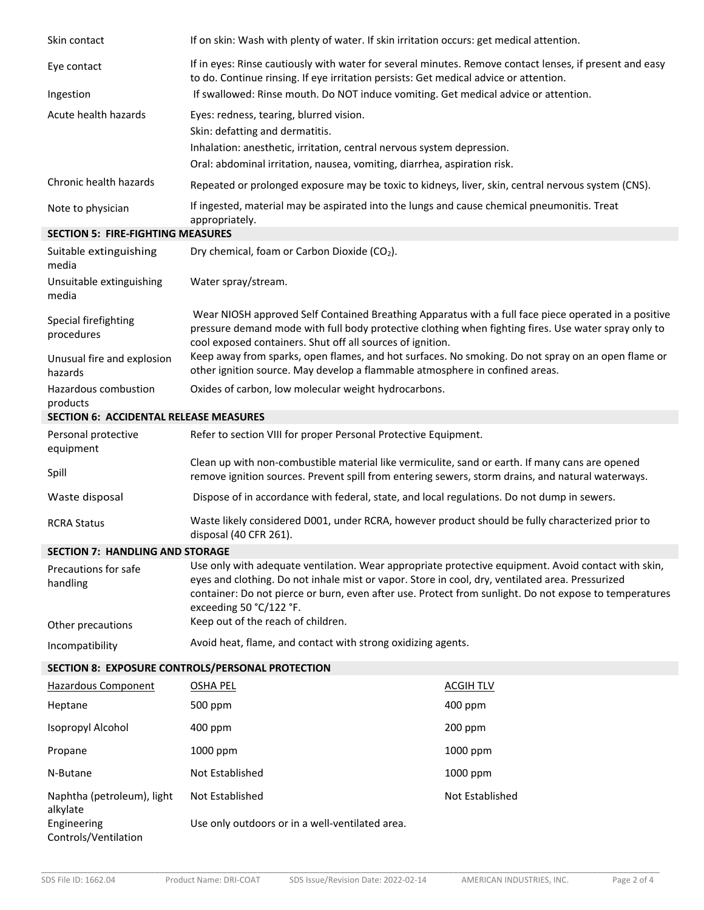| | |
|---|---|
| Skin contact | If on skin: Wash with plenty of water. If skin irritation occurs: get medical attention. |
| Eye contact | If in eyes: Rinse cautiously with water for several minutes. Remove contact lenses, if present and easy to do. Continue rinsing. If eye irritation persists: Get medical advice or attention. |
| Ingestion | If swallowed: Rinse mouth. Do NOT induce vomiting. Get medical advice or attention. |
| Acute health hazards | Eyes: redness, tearing, blurred vision.<br>Skin: defatting and dermatitis.<br>Inhalation: anesthetic, irritation, central nervous system depression.<br>Oral: abdominal irritation, nausea, vomiting, diarrhea, aspiration risk. |
| Chronic health hazards | Repeated or prolonged exposure may be toxic to kidneys, liver, skin, central nervous system (CNS). |
| Note to physician | If ingested, material may be aspirated into the lungs and cause chemical pneumonitis. Treat appropriately. |

## SECTION 5: FIRE-FIGHTING MEASURES

| | |
|---|---|
| Suitable extinguishing media | Dry chemical, foam or Carbon Dioxide ($CO_2$). |
| Unsuitable extinguishing media | Water spray/stream. |
| Special firefighting procedures | Wear NIOSH approved Self Contained Breathing Apparatus with a full face piece operated in a positive pressure demand mode with full body protective clothing when fighting fires. Use water spray only to cool exposed containers. Shut off all sources of ignition. |
| Unusual fire and explosion hazards | Keep away from sparks, open flames, and hot surfaces. No smoking. Do not spray on an open flame or other ignition source. May develop a flammable atmosphere in confined areas. |
| Hazardous combustion products | Oxides of carbon, low molecular weight hydrocarbons. |

## SECTION 6: ACCIDENTAL RELEASE MEASURES

| | |
|---|---|
| Personal protective equipment | Refer to section VIII for proper Personal Protective Equipment. |
| Spill | Clean up with non-combustible material like vermiculite, sand or earth. If many cans are opened remove ignition sources. Prevent spill from entering sewers, storm drains, and natural waterways. |
| Waste disposal | Dispose of in accordance with federal, state, and local regulations. Do not dump in sewers. |
| RCRA Status | Waste likely considered D001, under RCRA, however product should be fully characterized prior to disposal (40 CFR 261). |

## SECTION 7: HANDLING AND STORAGE

| | |
|---|---|
| Precautions for safe handling | Use only with adequate ventilation. Wear appropriate protective equipment. Avoid contact with skin, eyes and clothing. Do not inhale mist or vapor. Store in cool, dry, ventilated area. Pressurized container: Do not pierce or burn, even after use. Protect from sunlight. Do not expose to temperatures exceeding 50 °C/122 °F. |
| Other precautions | Keep out of the reach of children. |
| Incompatibility | Avoid heat, flame, and contact with strong oxidizing agents. |

## SECTION 8: EXPOSURE CONTROLS/PERSONAL PROTECTION

| Hazardous Component | OSHA PEL | ACGIH TLV |
|---|---|---|
| Heptane | 500 ppm | 400 ppm |
| Isopropyl Alcohol | 400 ppm | 200 ppm |
| Propane | 1000 ppm | 1000 ppm |
| N-Butane | Not Established | 1000 ppm |
| Naphtha (petroleum), light alkylate | Not Established | Not Established |

| | |
|---|---|
| Engineering Controls/Ventilation | Use only outdoors or in a well-ventilated area. |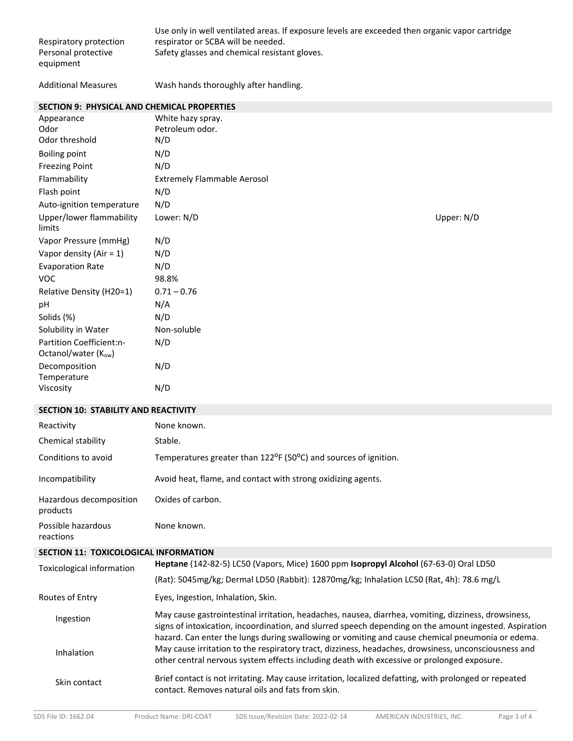| | |
|---|---|
| Respiratory protection | Use only in well ventilated areas. If exposure levels are exceeded then organic vapor cartridge respirator or SCBA will be needed. |
| Personal protective equipment | Safety glasses and chemical resistant gloves. |
| Additional Measures | Wash hands thoroughly after handling. |

## SECTION 9: PHYSICAL AND CHEMICAL PROPERTIES

| | | |
|---|---|---|
| Appearance | White hazy spray. | |
| Odor | Petroleum odor. | |
| Odor threshold | N/D | |
| Boiling point | N/D | |
| Freezing Point | N/D | |
| Flammability | Extremely Flammable Aerosol | |
| Flash point | N/D | |
| Auto-ignition temperature | N/D | |
| Upper/lower flammability limits | Lower: N/D | Upper: N/D |
| Vapor Pressure (mmHg) | N/D | |
| Vapor density (Air = 1) | N/D | |
| Evaporation Rate | N/D | |
| VOC | 98.8% | |
| Relative Density (H20=1) | 0.71 – 0.76 | |
| pH | N/A | |
| Solids (%) | N/D | |
| Solubility in Water | Non-soluble | |
| Partition Coefficient:n-Octanol/water ($K_{ow}$) | N/D | |
| Decomposition Temperature | N/D | |
| Viscosity | N/D | |

## SECTION 10: STABILITY AND REACTIVITY

| | |
|---|---|
| Reactivity | None known. |
| Chemical stability | Stable. |
| Conditions to avoid | Temperatures greater than 122ºF (50ºC) and sources of ignition. |
| Incompatibility | Avoid heat, flame, and contact with strong oxidizing agents. |
| Hazardous decomposition products | Oxides of carbon. |
| Possible hazardous reactions | None known. |

## SECTION 11: TOXICOLOGICAL INFORMATION

| | |
|---|---|
| Toxicological information | **Heptane** (142-82-5) LC50 (Vapors, Mice) 1600 ppm **Isopropyl Alcohol** (67-63-0) Oral LD50 (Rat): 5045mg/kg; Dermal LD50 (Rabbit): 12870mg/kg; Inhalation LC50 (Rat, 4h): 78.6 mg/L |
| Routes of Entry | Eyes, Ingestion, Inhalation, Skin. |
| Ingestion | May cause gastrointestinal irritation, headaches, nausea, diarrhea, vomiting, dizziness, drowsiness, signs of intoxication, incoordination, and slurred speech depending on the amount ingested. Aspiration hazard. Can enter the lungs during swallowing or vomiting and cause chemical pneumonia or edema. |
| Inhalation | May cause irritation to the respiratory tract, dizziness, headaches, drowsiness, unconsciousness and other central nervous system effects including death with excessive or prolonged exposure. |
| Skin contact | Brief contact is not irritating. May cause irritation, localized defatting, with prolonged or repeated contact. Removes natural oils and fats from skin. |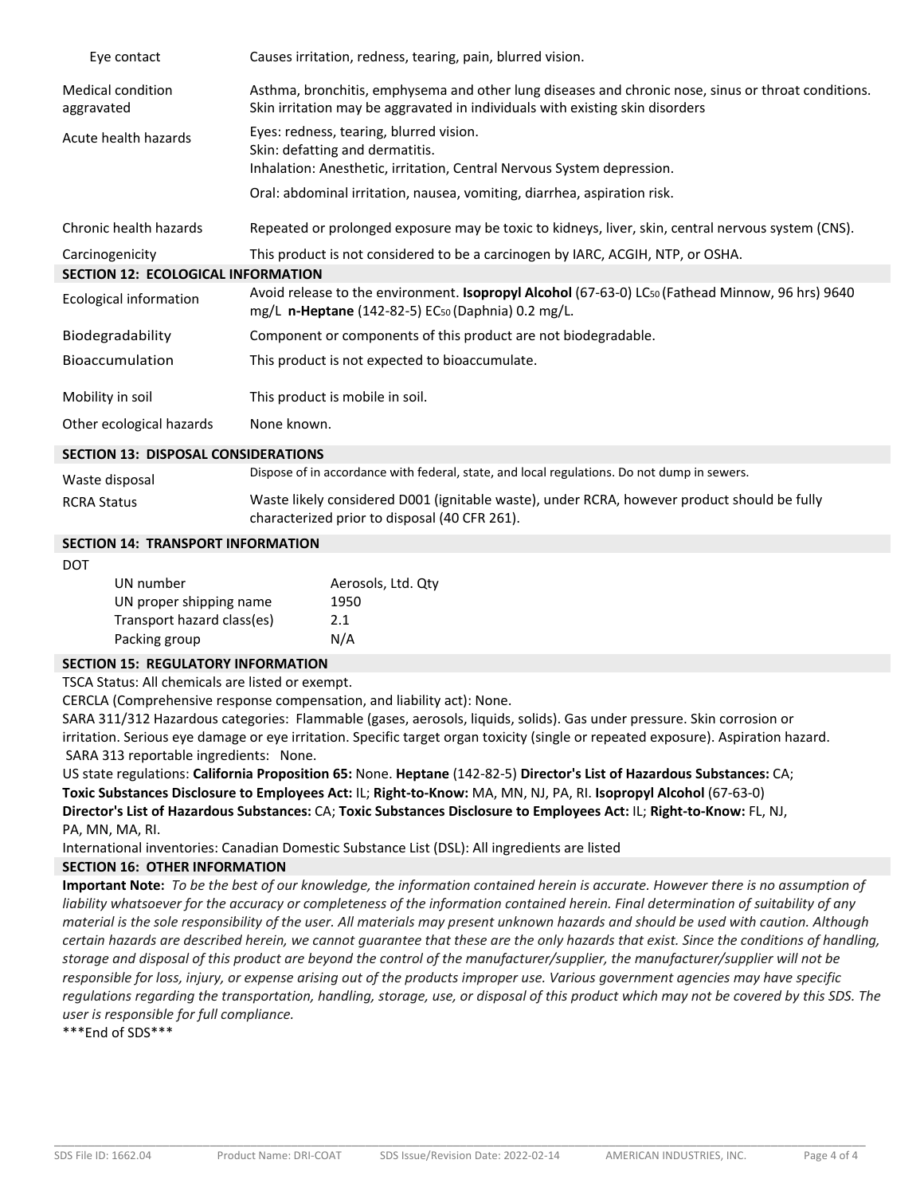| | |
|---|---|
| Eye contact | Causes irritation, redness, tearing, pain, blurred vision. |
| Medical condition aggravated | Asthma, bronchitis, emphysema and other lung diseases and chronic nose, sinus or throat conditions. Skin irritation may be aggravated in individuals with existing skin disorders |
| Acute health hazards | Eyes: redness, tearing, blurred vision.<br>Skin: defatting and dermatitis.<br>Inhalation: Anesthetic, irritation, Central Nervous System depression.<br>Oral: abdominal irritation, nausea, vomiting, diarrhea, aspiration risk. |
| Chronic health hazards | Repeated or prolonged exposure may be toxic to kidneys, liver, skin, central nervous system (CNS). |
| Carcinogenicity | This product is not considered to be a carcinogen by IARC, ACGIH, NTP, or OSHA. |

## SECTION 12: ECOLOGICAL INFORMATION

| | |
|---|---|
| Ecological information | Avoid release to the environment. **Isopropyl Alcohol** (67-63-0) $LC_{50}$ (Fathead Minnow, 96 hrs) 9640 mg/L **n-Heptane** (142-82-5) $EC_{50}$ (Daphnia) 0.2 mg/L. |
| Biodegradability | Component or components of this product are not biodegradable. |
| Bioaccumulation | This product is not expected to bioaccumulate. |
| Mobility in soil | This product is mobile in soil. |
| Other ecological hazards | None known. |

## SECTION 13: DISPOSAL CONSIDERATIONS

| | |
|---|---|
| Waste disposal | Dispose of in accordance with federal, state, and local regulations. Do not dump in sewers. |
| RCRA Status | Waste likely considered D001 (ignitable waste), under RCRA, however product should be fully characterized prior to disposal (40 CFR 261). |

## SECTION 14: TRANSPORT INFORMATION

DOT

| | |
|---|---|
| UN number | Aerosols, Ltd. Qty |
| UN proper shipping name | 1950 |
| Transport hazard class(es) | 2.1 |
| Packing group | N/A |

## SECTION 15: REGULATORY INFORMATION

TSCA Status: All chemicals are listed or exempt.

CERCLA (Comprehensive response compensation, and liability act): None.

SARA 311/312 Hazardous categories: Flammable (gases, aerosols, liquids, solids). Gas under pressure. Skin corrosion or irritation. Serious eye damage or eye irritation. Specific target organ toxicity (single or repeated exposure). Aspiration hazard.

SARA 313 reportable ingredients: None.

US state regulations: **California Proposition 65:** None. **Heptane** (142-82-5) **Director's List of Hazardous Substances:** CA; **Toxic Substances Disclosure to Employees Act:** IL; **Right-to-Know:** MA, MN, NJ, PA, RI. **Isopropyl Alcohol** (67-63-0) **Director's List of Hazardous Substances:** CA; **Toxic Substances Disclosure to Employees Act:** IL; **Right-to-Know:** FL, NJ, PA, MN, MA, RI.

International inventories: Canadian Domestic Substance List (DSL): All ingredients are listed

## SECTION 16: OTHER INFORMATION

**Important Note:** *To be the best of our knowledge, the information contained herein is accurate. However there is no assumption of liability whatsoever for the accuracy or completeness of the information contained herein. Final determination of suitability of any material is the sole responsibility of the user. All materials may present unknown hazards and should be used with caution. Although certain hazards are described herein, we cannot guarantee that these are the only hazards that exist. Since the conditions of handling, storage and disposal of this product are beyond the control of the manufacturer/supplier, the manufacturer/supplier will not be responsible for loss, injury, or expense arising out of the products improper use. Various government agencies may have specific regulations regarding the transportation, handling, storage, use, or disposal of this product which may not be covered by this SDS. The user is responsible for full compliance.*

***End of SDS***